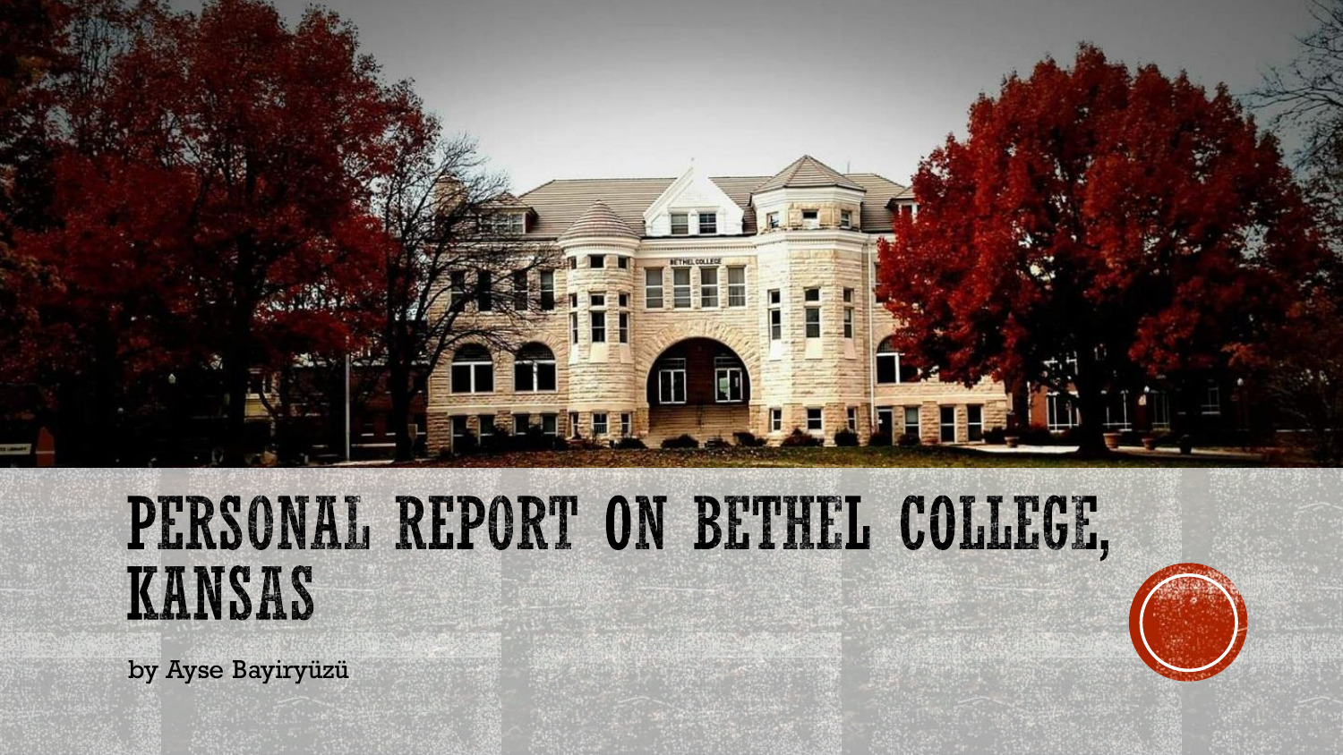# PERSONAL REPORT ON BETHEL COLLEGE, KANSAS

by Ayse Bayiryüzü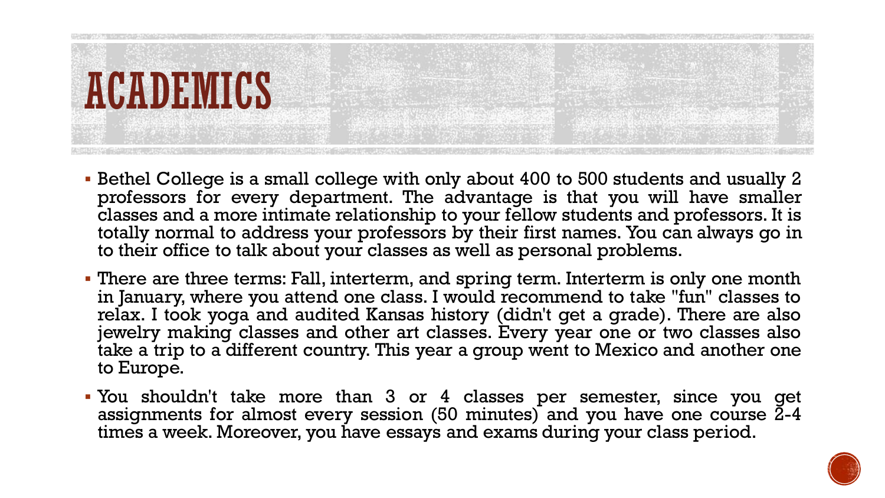# ACADEMICS

- Bethel College is a small college with only about 400 to 500 students and usually 2 professors for every department. The advantage is that you will have smaller classes and a more intimate relationship to your fellow students and professors. It is totally normal to address your professors by their first names. You can always go in to their office to talk about your classes as well as personal problems.
- There are three terms: Fall, interterm, and spring term. Interterm is only one month in January, where you attend one class. I would recommend to take "fun" classes to relax. I took yoga and audited Kansas history (didn't get a grade). There are also jewelry making classes and other art classes. Every year one or two classes also take a trip to a different country. This year a group went to Mexico and another one to Europe.
- You shouldn't take more than 3 or 4 classes per semester, since you get assignments for almost every session (50 minutes) and you have one course 2-4 times a week. Moreover, you have essays and exams during your class period.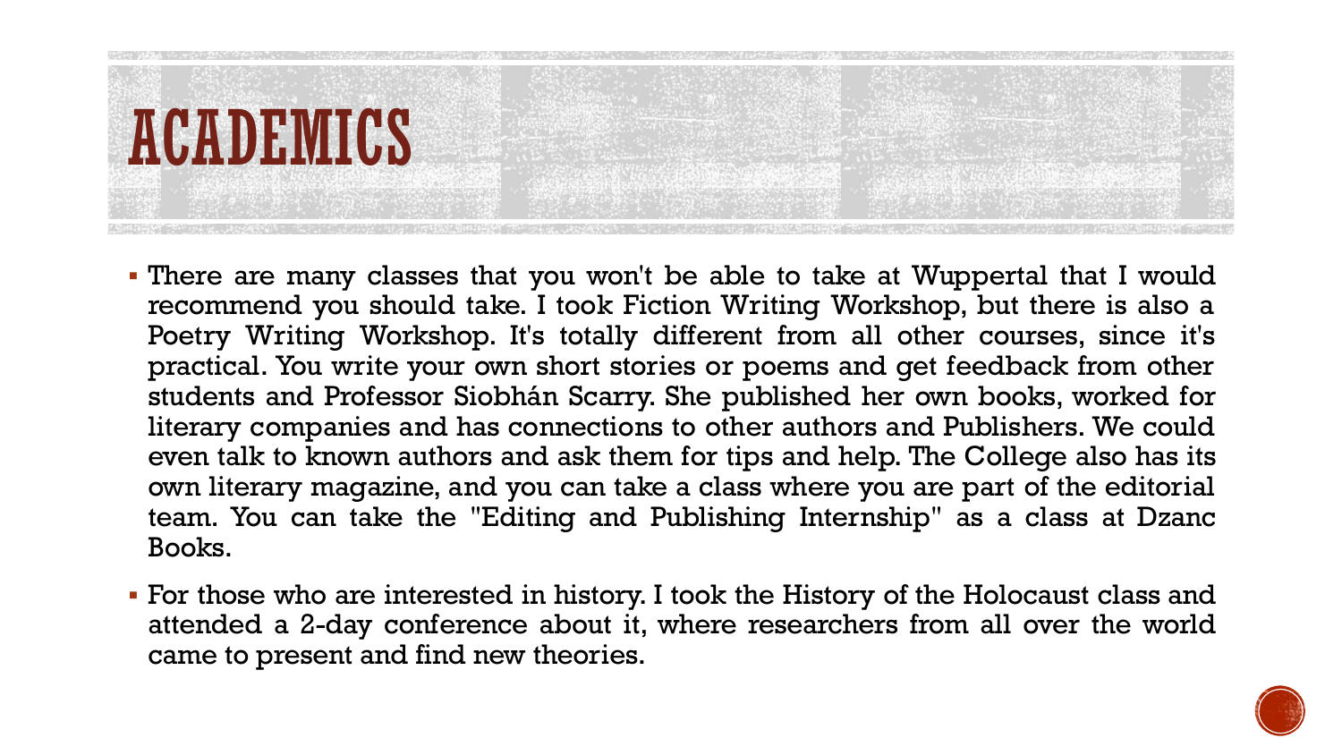# ACADEMICS

- There are many classes that you won't be able to take at Wuppertal that I would recommend you should take. I took Fiction Writing Workshop, but there is also a Poetry Writing Workshop. It's totally different from all other courses, since it's practical. You write your own short stories or poems and get feedback from other students and Professor Siobhán Scarry. She published her own books, worked for literary companies and has connections to other authors and Publishers. We could even talk to known authors and ask them for tips and help. The College also has its own literary magazine, and you can take a class where you are part of the editorial team. You can take the "Editing and Publishing Internship" as a class at Dzanc Books.
- For those who are interested in history. I took the History of the Holocaust class and attended a 2-day conference about it, where researchers from all over the world came to present and find new theories.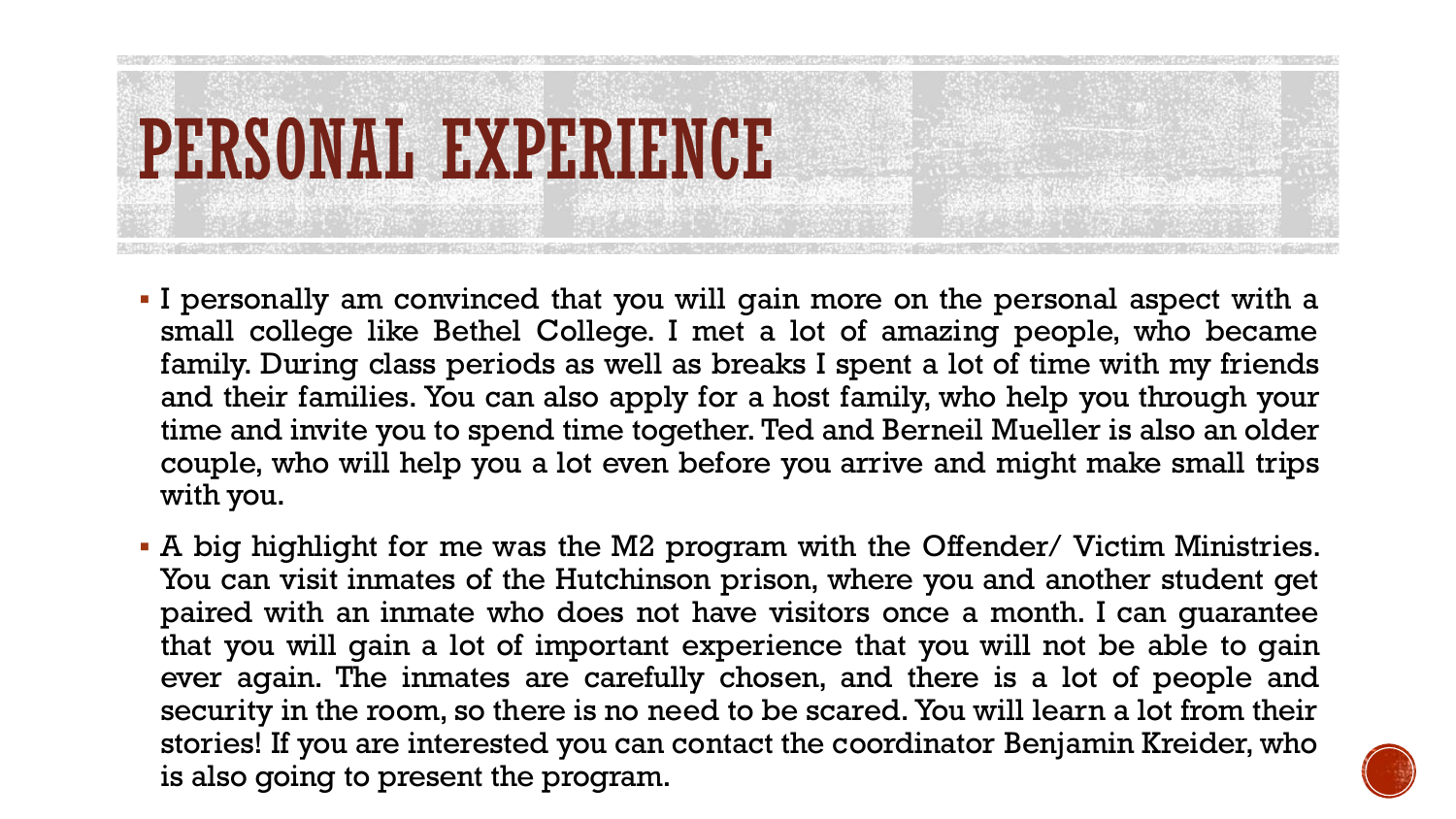# PERSONAL EXPERIENCE

- I personally am convinced that you will gain more on the personal aspect with a small college like Bethel College. I met a lot of amazing people, who became family. During class periods as well as breaks I spent a lot of time with my friends and their families. You can also apply for a host family, who help you through your time and invite you to spend time together. Ted and Berneil Mueller is also an older couple, who will help you a lot even before you arrive and might make small trips with you.
- A big highlight for me was the M2 program with the Offender/ Victim Ministries. You can visit inmates of the Hutchinson prison, where you and another student get paired with an inmate who does not have visitors once a month. I can guarantee that you will gain a lot of important experience that you will not be able to gain ever again. The inmates are carefully chosen, and there is a lot of people and security in the room, so there is no need to be scared. You will learn a lot from their stories! If you are interested you can contact the coordinator Benjamin Kreider, who is also going to present the program.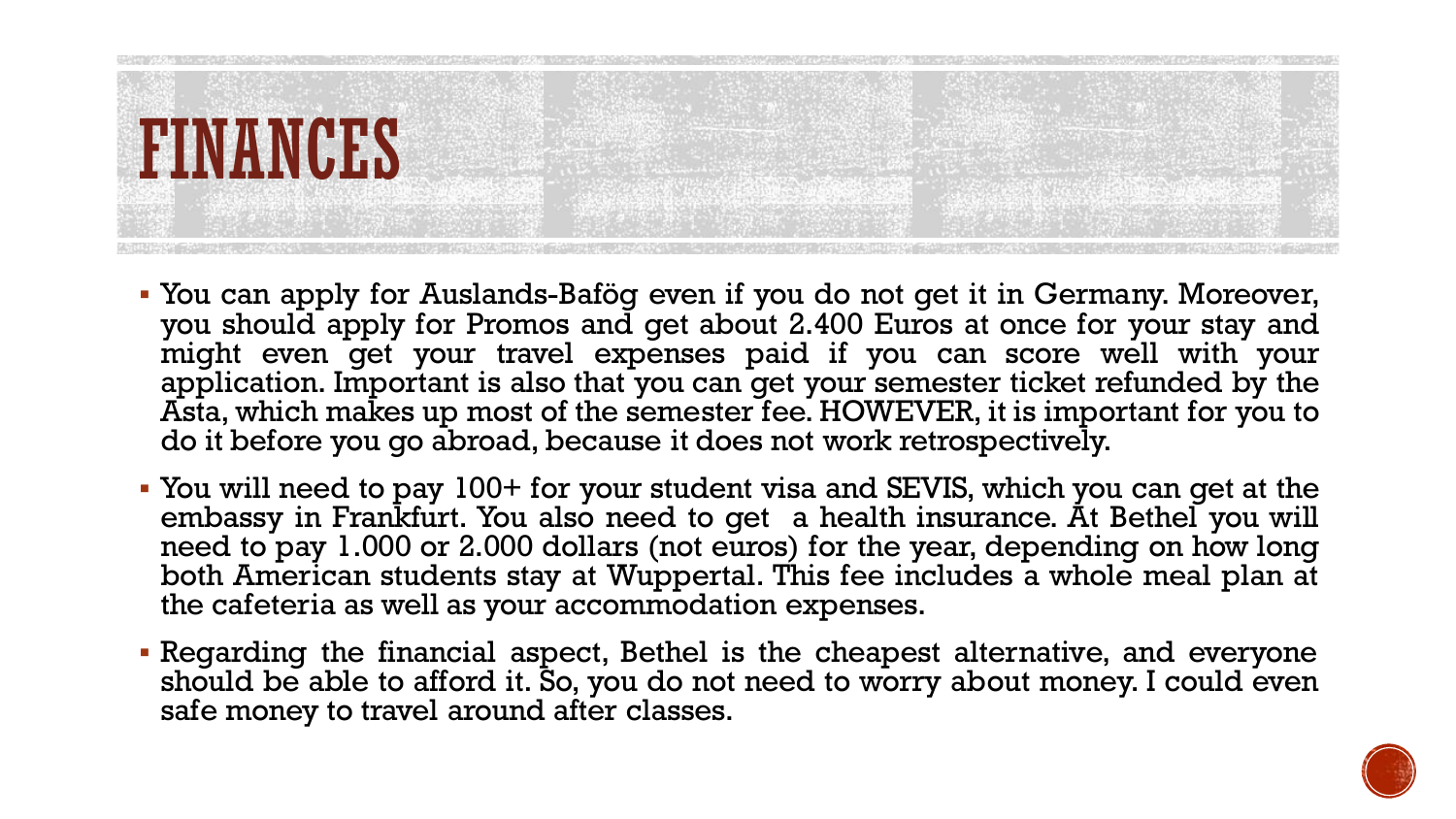# FINANCES

- You can apply for Auslands-Bafög even if you do not get it in Germany. Moreover, you should apply for Promos and get about 2.400 Euros at once for your stay and might even get your travel expenses paid if you can score well with your application. Important is also that you can get your semester ticket refunded by the Asta, which makes up most of the semester fee. HOWEVER, it is important for you to do it before you go abroad, because it does not work retrospectively.
- You will need to pay 100+ for your student visa and SEVIS, which you can get at the embassy in Frankfurt. You also need to get a health insurance. At Bethel you will need to pay 1.000 or 2.000 dollars (not euros) for the year, depending on how long both American students stay at Wuppertal. This fee includes a whole meal plan at the cafeteria as well as your accommodation expenses.
- Regarding the financial aspect, Bethel is the cheapest alternative, and everyone should be able to afford it. So, you do not need to worry about money. I could even safe money to travel around after classes.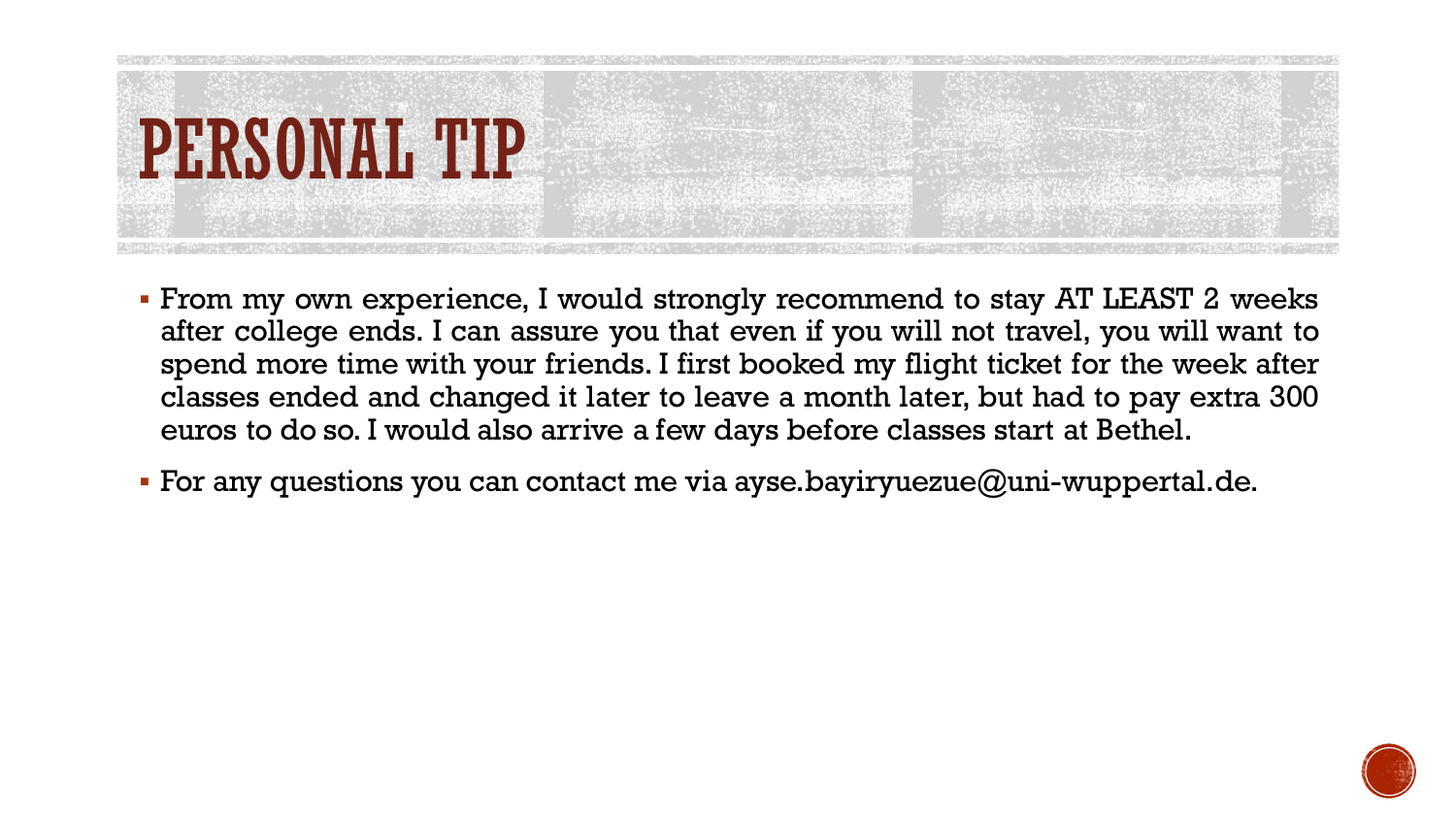# PERSONAL TIP

- From my own experience, I would strongly recommend to stay AT LEAST 2 weeks after college ends. I can assure you that even if you will not travel, you will want to spend more time with your friends. I first booked my flight ticket for the week after classes ended and changed it later to leave a month later, but had to pay extra 300 euros to do so. I would also arrive a few days before classes start at Bethel.
- For any questions you can contact me via ayse.bayiryuezue@uni-wuppertal.de.